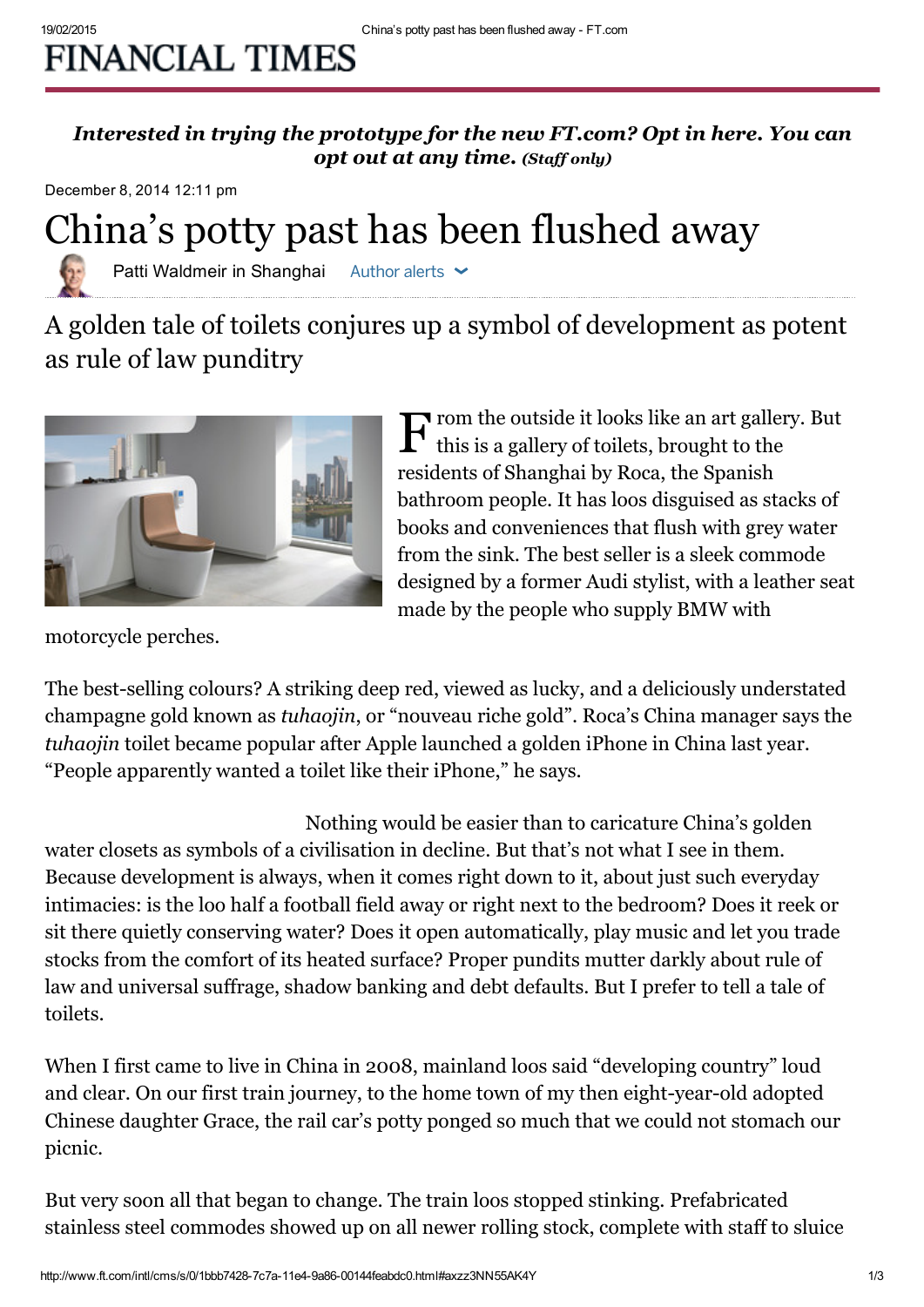**FINANCIAL TIMES**

*Interested in trying the prototype for the new FT.com? Opt in here. You can opt out at any time. (Staff only)*

December 8, 2014 12:11 pm

# China's potty past has been flushed away

Patti Waldmeir in Shanghai

## A golden tale of toilets conjures up a symbol of development as potent as rule of law punditry

From the outside it looks like an art gallery. But this is a gallery of toilets, brought to the residents of Shanghai by Roca, the Spanish bathroom people. It has loos disguised as stacks of books and conveniences that flush with grey water from the sink. The best seller is a sleek commode designed by a former Audi stylist, with a leather seat made by the people who supply BMW with motorcycle perches.

The best-selling colours? A striking deep red, viewed as lucky, and a deliciously understated champagne gold known as *tuhaojin*, or "nouveau riche gold". Roca's China manager says the *tuhaojin* toilet became popular after Apple launched a golden iPhone in China last year. "People apparently wanted a toilet like their iPhone," he says.

Nothing would be easier than to caricature China's golden water closets as symbols of a civilisation in decline. But that's not what I see in them. Because development is always, when it comes right down to it, about just such everyday intimacies: is the loo half a football field away or right next to the bedroom? Does it reek or sit there quietly conserving water? Does it open automatically, play music and let you trade stocks from the comfort of its heated surface? Proper pundits mutter darkly about rule of law and universal suffrage, shadow banking and debt defaults. But I prefer to tell a tale of toilets.

When I first came to live in China in 2008, mainland loos said "developing country" loud and clear. On our first train journey, to the home town of my then eight-year-old adopted Chinese daughter Grace, the rail car's potty ponged so much that we could not stomach our picnic.

But very soon all that began to change. The train loos stopped stinking. Prefabricated stainless steel commodes showed up on all newer rolling stock, complete with staff to sluice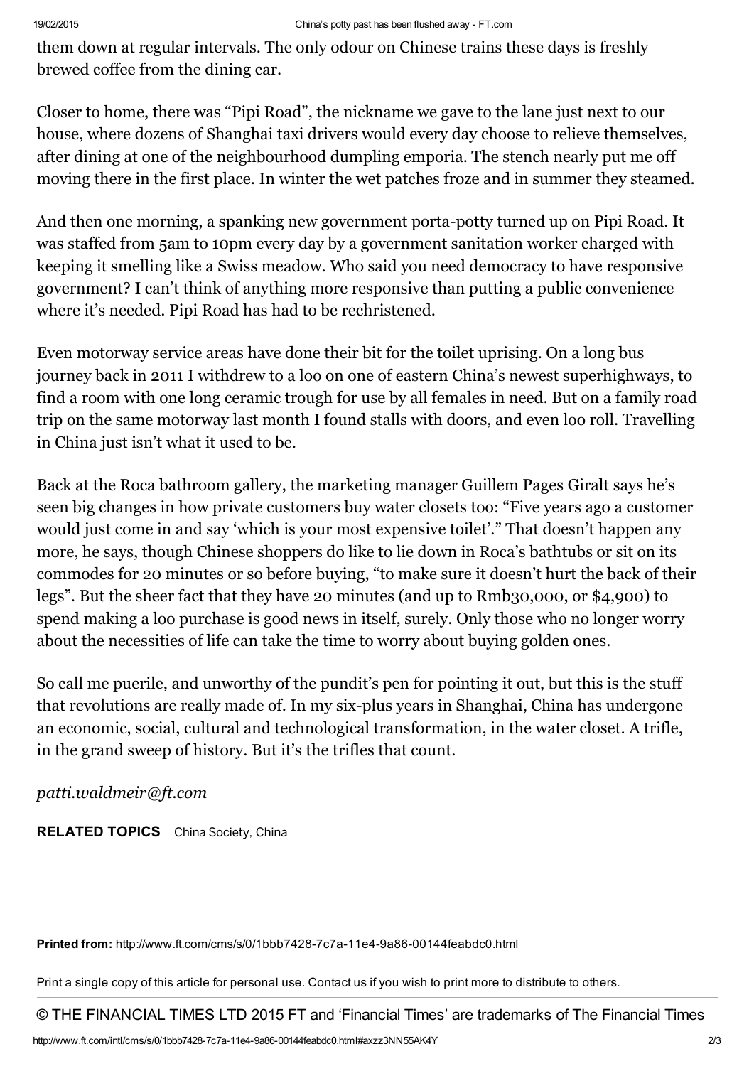them down at regular intervals. The only odour on Chinese trains these days is freshly brewed coffee from the dining car.

Closer to home, there was "Pipi Road", the nickname we gave to the lane just next to our house, where dozens of Shanghai taxi drivers would every day choose to relieve themselves, after dining at one of the neighbourhood dumpling emporia. The stench nearly put me off moving there in the first place. In winter the wet patches froze and in summer they steamed.

And then one morning, a spanking new government porta-potty turned up on Pipi Road. It was staffed from 5am to 10pm every day by a government sanitation worker charged with keeping it smelling like a Swiss meadow. Who said you need democracy to have responsive government? I can't think of anything more responsive than putting a public convenience where it's needed. Pipi Road has had to be rechristened.

Even motorway service areas have done their bit for the toilet uprising. On a long bus journey back in 2011 I withdrew to a loo on one of eastern China's newest superhighways, to find a room with one long ceramic trough for use by all females in need. But on a family road trip on the same motorway last month I found stalls with doors, and even loo roll. Travelling in China just isn't what it used to be.

Back at the Roca bathroom gallery, the marketing manager Guillem Pages Giralt says he's seen big changes in how private customers buy water closets too: "Five years ago a customer would just come in and say 'which is your most expensive toilet'." That doesn't happen any more, he says, though Chinese shoppers do like to lie down in Roca's bathtubs or sit on its commodes for 20 minutes or so before buying, "to make sure it doesn't hurt the back of their legs". But the sheer fact that they have 20 minutes (and up to Rmb30,000, or $4,900) to spend making a loo purchase is good news in itself, surely. Only those who no longer worry about the necessities of life can take the time to worry about buying golden ones.

So call me puerile, and unworthy of the pundit's pen for pointing it out, but this is the stuff that revolutions are really made of. In my six-plus years in Shanghai, China has undergone an economic, social, cultural and technological transformation, in the water closet. A trifle, in the grand sweep of history. But it's the trifles that count.

*patti.waldmeir@ft.com*

**RELATED TOPICS** China Society, China

**Printed from:** http://www.ft.com/cms/s/0/1bbb7428-7c7a-11e4-9a86-00144feabdc0.html

Print a single copy of this article for personal use. Contact us if you wish to print more to distribute to others.

© THE FINANCIAL TIMES LTD 2015 FT and 'Financial Times' are trademarks of The Financial Times